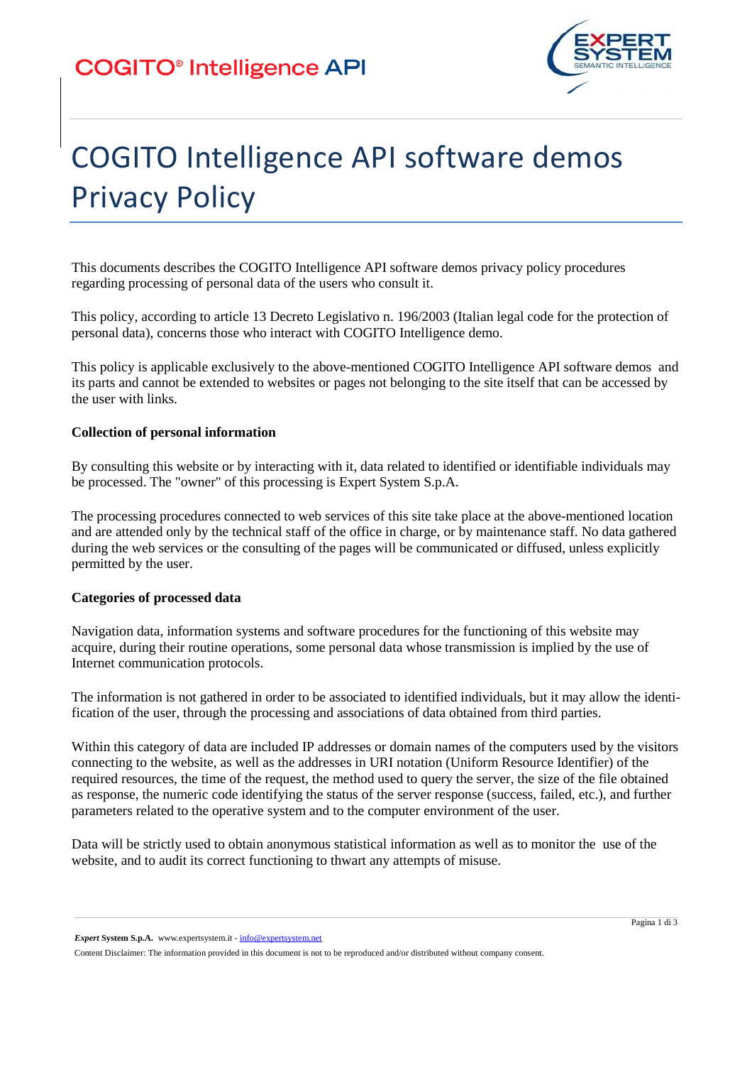# COGITO Intelligence API software demos Privacy Policy

This documents describes the COGITO Intelligence API software demos privacy policy procedures regarding processing of personal data of the users who consult it.

This policy, according to article 13 Decreto Legislativo n. 196/2003 (Italian legal code for the protection of personal data), concerns those who interact with COGITO Intelligence demo.

This policy is applicable exclusively to the above-mentioned COGITO Intelligence API software demos and its parts and cannot be extended to websites or pages not belonging to the site itself that can be accessed by the user with links.

**Collection of personal information**

By consulting this website or by interacting with it, data related to identified or identifiable individuals may be processed. The "owner" of this processing is Expert System S.p.A.

The processing procedures connected to web services of this site take place at the above-mentioned location and are attended only by the technical staff of the office in charge, or by maintenance staff. No data gathered during the web services or the consulting of the pages will be communicated or diffused, unless explicitly permitted by the user.

**Categories of processed data**

Navigation data, information systems and software procedures for the functioning of this website may acquire, during their routine operations, some personal data whose transmission is implied by the use of Internet communication protocols.

The information is not gathered in order to be associated to identified individuals, but it may allow the identification of the user, through the processing and associations of data obtained from third parties.

Within this category of data are included IP addresses or domain names of the computers used by the visitors connecting to the website, as well as the addresses in URI notation (Uniform Resource Identifier) of the required resources, the time of the request, the method used to query the server, the size of the file obtained as response, the numeric code identifying the status of the server response (success, failed, etc.), and further parameters related to the operative system and to the computer environment of the user.

Data will be strictly used to obtain anonymous statistical information as well as to monitor the use of the website, and to audit its correct functioning to thwart any attempts of misuse.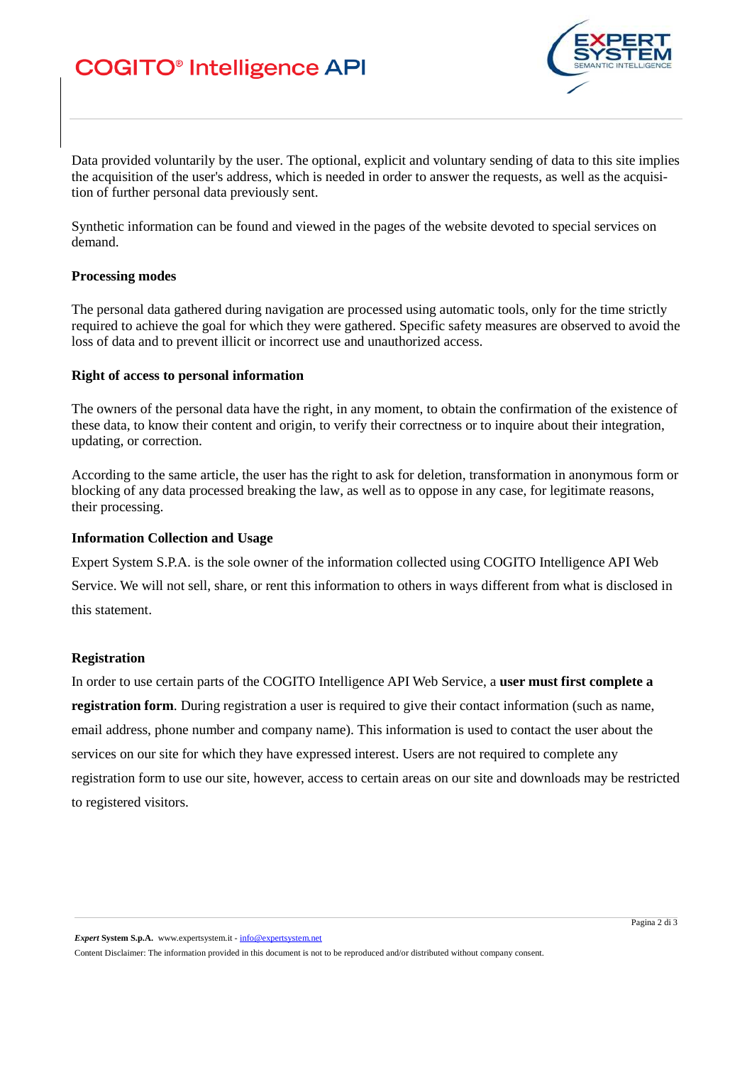Data provided voluntarily by the user. The optional, explicit and voluntary sending of data to this site implies the acquisition of the user's address, which is needed in order to answer the requests, as well as the acquisition of further personal data previously sent.

Synthetic information can be found and viewed in the pages of the website devoted to special services on demand.

**Processing modes**

The personal data gathered during navigation are processed using automatic tools, only for the time strictly required to achieve the goal for which they were gathered. Specific safety measures are observed to avoid the loss of data and to prevent illicit or incorrect use and unauthorized access.

**Right of access to personal information**

The owners of the personal data have the right, in any moment, to obtain the confirmation of the existence of these data, to know their content and origin, to verify their correctness or to inquire about their integration, updating, or correction.

According to the same article, the user has the right to ask for deletion, transformation in anonymous form or blocking of any data processed breaking the law, as well as to oppose in any case, for legitimate reasons, their processing.

**Information Collection and Usage**

Expert System S.P.A. is the sole owner of the information collected using COGITO Intelligence API Web Service. We will not sell, share, or rent this information to others in ways different from what is disclosed in this statement.

**Registration**

In order to use certain parts of the COGITO Intelligence API Web Service, a **user must first complete a registration form**. During registration a user is required to give their contact information (such as name, email address, phone number and company name). This information is used to contact the user about the services on our site for which they have expressed interest. Users are not required to complete any registration form to use our site, however, access to certain areas on our site and downloads may be restricted to registered visitors.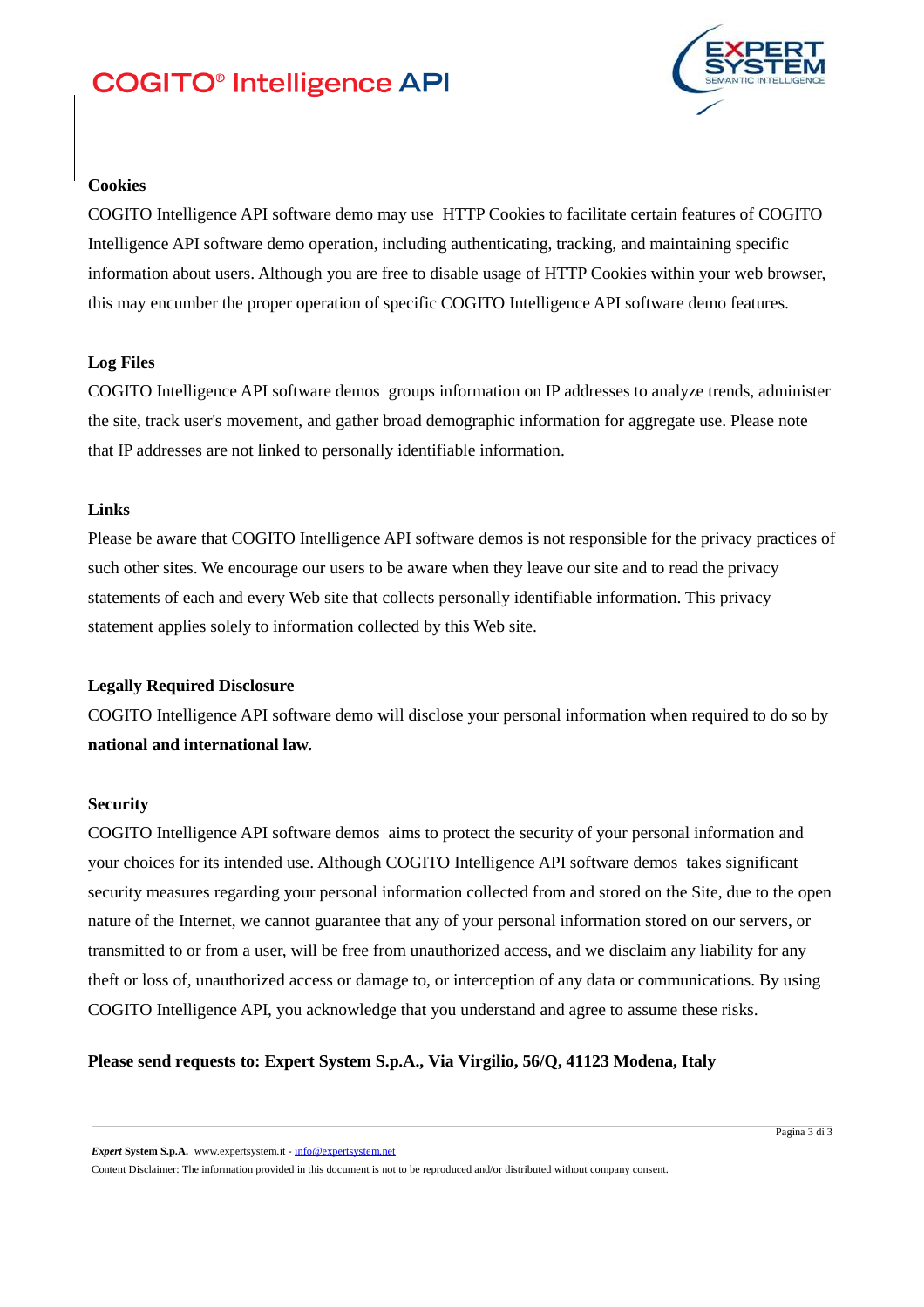**Cookies**

COGITO Intelligence API software demo may use HTTP Cookies to facilitate certain features of COGITO Intelligence API software demo operation, including authenticating, tracking, and maintaining specific information about users. Although you are free to disable usage of HTTP Cookies within your web browser, this may encumber the proper operation of specific COGITO Intelligence API software demo features.

**Log Files**

COGITO Intelligence API software demos groups information on IP addresses to analyze trends, administer the site, track user's movement, and gather broad demographic information for aggregate use. Please note that IP addresses are not linked to personally identifiable information.

**Links**

Please be aware that COGITO Intelligence API software demos is not responsible for the privacy practices of such other sites. We encourage our users to be aware when they leave our site and to read the privacy statements of each and every Web site that collects personally identifiable information. This privacy statement applies solely to information collected by this Web site.

**Legally Required Disclosure**

COGITO Intelligence API software demo will disclose your personal information when required to do so by **national and international law.**

**Security**

COGITO Intelligence API software demos aims to protect the security of your personal information and your choices for its intended use. Although COGITO Intelligence API software demos takes significant security measures regarding your personal information collected from and stored on the Site, due to the open nature of the Internet, we cannot guarantee that any of your personal information stored on our servers, or transmitted to or from a user, will be free from unauthorized access, and we disclaim any liability for any theft or loss of, unauthorized access or damage to, or interception of any data or communications. By using COGITO Intelligence API, you acknowledge that you understand and agree to assume these risks.

**Please send requests to: Expert System S.p.A., Via Virgilio, 56/Q, 41123 Modena, Italy**